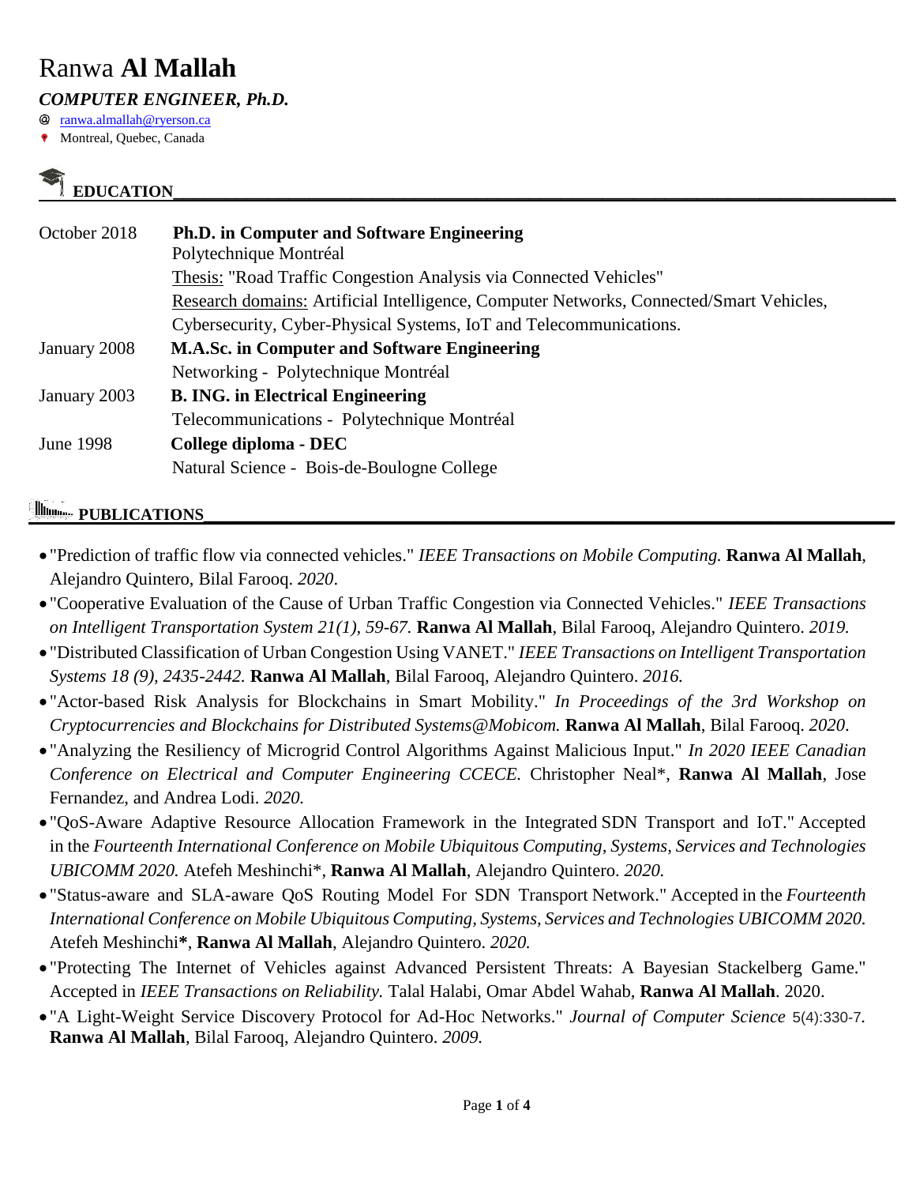# Ranwa **Al Mallah**

***COMPUTER ENGINEER, Ph.D.***

@ ranwa.almallah@ryerson.ca

Montreal, Quebec, Canada

## EDUCATION

| | |
|---|---|
| October 2018 | **Ph.D. in Computer and Software Engineering**<br>Polytechnique Montréal<br>Thesis: "Road Traffic Congestion Analysis via Connected Vehicles"<br>Research domains: Artificial Intelligence, Computer Networks, Connected/Smart Vehicles, Cybersecurity, Cyber-Physical Systems, IoT and Telecommunications. |
| January 2008 | **M.A.Sc. in Computer and Software Engineering**<br>Networking - Polytechnique Montréal |
| January 2003 | **B. ING. in Electrical Engineering**<br>Telecommunications - Polytechnique Montréal |
| June 1998 | **College diploma - DEC**<br>Natural Science - Bois-de-Boulogne College |

## PUBLICATIONS

- "Prediction of traffic flow via connected vehicles." *IEEE Transactions on Mobile Computing.* **Ranwa Al Mallah**, Alejandro Quintero, Bilal Farooq. *2020*.
- "Cooperative Evaluation of the Cause of Urban Traffic Congestion via Connected Vehicles." *IEEE Transactions on Intelligent Transportation System 21(1), 59-67.* **Ranwa Al Mallah**, Bilal Farooq, Alejandro Quintero. *2019.*
- "Distributed Classification of Urban Congestion Using VANET." *IEEE Transactions on Intelligent Transportation Systems 18 (9), 2435-2442.* **Ranwa Al Mallah**, Bilal Farooq, Alejandro Quintero. *2016.*
- "Actor-based Risk Analysis for Blockchains in Smart Mobility." *In Proceedings of the 3rd Workshop on Cryptocurrencies and Blockchains for Distributed Systems@Mobicom.* **Ranwa Al Mallah**, Bilal Farooq. *2020*.
- "Analyzing the Resiliency of Microgrid Control Algorithms Against Malicious Input." *In 2020 IEEE Canadian Conference on Electrical and Computer Engineering CCECE.* Christopher Neal*, **Ranwa Al Mallah**, Jose Fernandez, and Andrea Lodi. *2020.*
- "QoS-Aware Adaptive Resource Allocation Framework in the Integrated SDN Transport and IoT." Accepted in the *Fourteenth International Conference on Mobile Ubiquitous Computing, Systems, Services and Technologies UBICOMM 2020.* Atefeh Meshinchi*, **Ranwa Al Mallah**, Alejandro Quintero. *2020.*
- "Status-aware and SLA-aware QoS Routing Model For SDN Transport Network." Accepted in the *Fourteenth International Conference on Mobile Ubiquitous Computing, Systems, Services and Technologies UBICOMM 2020.* Atefeh Meshinchi**\***, **Ranwa Al Mallah**, Alejandro Quintero. *2020.*
- "Protecting The Internet of Vehicles against Advanced Persistent Threats: A Bayesian Stackelberg Game." Accepted in *IEEE Transactions on Reliability.* Talal Halabi, Omar Abdel Wahab, **Ranwa Al Mallah**. 2020.
- "A Light-Weight Service Discovery Protocol for Ad-Hoc Networks." *Journal of Computer Science* 5(4):330-7. **Ranwa Al Mallah**, Bilal Farooq, Alejandro Quintero. *2009.*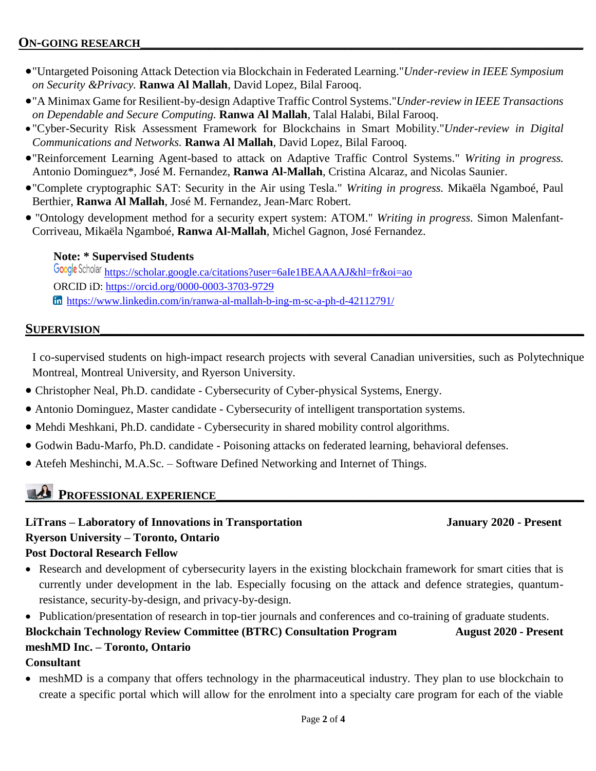## ON-GOING RESEARCH

- "Untargeted Poisoning Attack Detection via Blockchain in Federated Learning."*Under-review in IEEE Symposium on Security &Privacy.* **Ranwa Al Mallah**, David Lopez, Bilal Farooq.
- "A Minimax Game for Resilient-by-design Adaptive Traffic Control Systems."*Under-review in IEEE Transactions on Dependable and Secure Computing.* **Ranwa Al Mallah**, Talal Halabi, Bilal Farooq.
- "Cyber-Security Risk Assessment Framework for Blockchains in Smart Mobility."*Under-review in Digital Communications and Networks.* **Ranwa Al Mallah**, David Lopez, Bilal Farooq.
- "Reinforcement Learning Agent-based to attack on Adaptive Traffic Control Systems." *Writing in progress.* Antonio Dominguez*, José M. Fernandez, **Ranwa Al-Mallah**, Cristina Alcaraz, and Nicolas Saunier.
- "Complete cryptographic SAT: Security in the Air using Tesla." *Writing in progress.* Mikaëla Ngamboé, Paul Berthier, **Ranwa Al Mallah**, José M. Fernandez, Jean-Marc Robert.
- "Ontology development method for a security expert system: ATOM." *Writing in progress.* Simon Malenfant-Corriveau, Mikaëla Ngamboé, **Ranwa Al-Mallah**, Michel Gagnon, José Fernandez.

**Note: * Supervised Students**

Google Scholar https://scholar.google.ca/citations?user=6aIe1BEAAAAJ&hl=fr&oi=ao

ORCID iD: https://orcid.org/0000-0003-3703-9729

https://www.linkedin.com/in/ranwa-al-mallah-b-ing-m-sc-a-ph-d-42112791/

## SUPERVISION

I co-supervised students on high-impact research projects with several Canadian universities, such as Polytechnique Montreal, Montreal University, and Ryerson University.

- Christopher Neal, Ph.D. candidate - Cybersecurity of Cyber-physical Systems, Energy.
- Antonio Dominguez, Master candidate - Cybersecurity of intelligent transportation systems.
- Mehdi Meshkani, Ph.D. candidate - Cybersecurity in shared mobility control algorithms.
- Godwin Badu-Marfo, Ph.D. candidate - Poisoning attacks on federated learning, behavioral defenses.
- Atefeh Meshinchi, M.A.Sc. – Software Defined Networking and Internet of Things.

## PROFESSIONAL EXPERIENCE

**LiTrans – Laboratory of Innovations in Transportation** — **January 2020 - Present**
**Ryerson University – Toronto, Ontario**
**Post Doctoral Research Fellow**

- Research and development of cybersecurity layers in the existing blockchain framework for smart cities that is currently under development in the lab. Especially focusing on the attack and defence strategies, quantum-resistance, security-by-design, and privacy-by-design.
- Publication/presentation of research in top-tier journals and conferences and co-training of graduate students.

**Blockchain Technology Review Committee (BTRC) Consultation Program** — **August 2020 - Present**
**meshMD Inc. – Toronto, Ontario**
**Consultant**

- meshMD is a company that offers technology in the pharmaceutical industry. They plan to use blockchain to create a specific portal which will allow for the enrolment into a specialty care program for each of the viable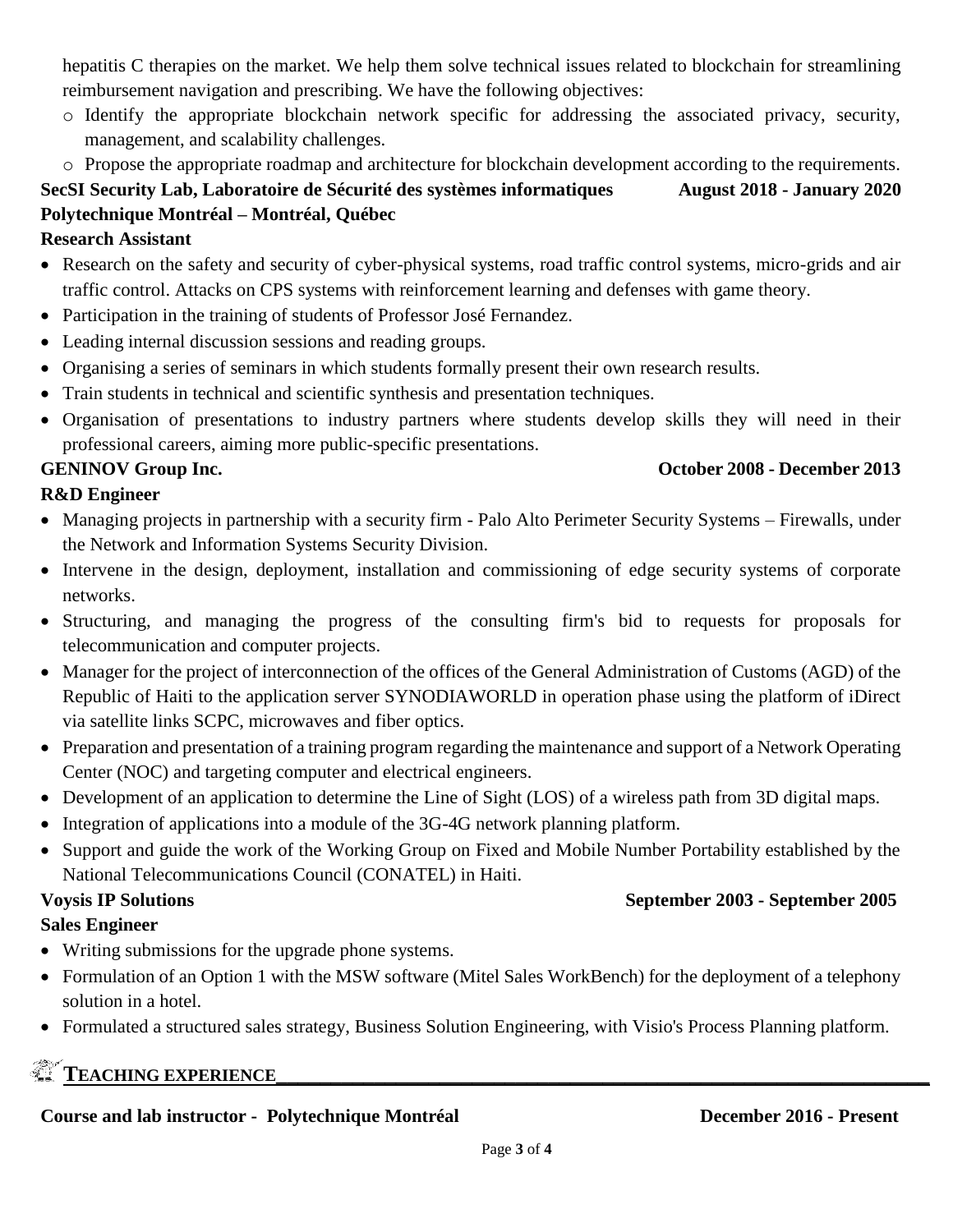hepatitis C therapies on the market. We help them solve technical issues related to blockchain for streamlining reimbursement navigation and prescribing. We have the following objectives:

- Identify the appropriate blockchain network specific for addressing the associated privacy, security, management, and scalability challenges.
- Propose the appropriate roadmap and architecture for blockchain development according to the requirements.

**SecSI Security Lab, Laboratoire de Sécurité des systèmes informatiques** **August 2018 - January 2020**
**Polytechnique Montréal – Montréal, Québec**
**Research Assistant**

- Research on the safety and security of cyber-physical systems, road traffic control systems, micro-grids and air traffic control. Attacks on CPS systems with reinforcement learning and defenses with game theory.
- Participation in the training of students of Professor José Fernandez.
- Leading internal discussion sessions and reading groups.
- Organising a series of seminars in which students formally present their own research results.
- Train students in technical and scientific synthesis and presentation techniques.
- Organisation of presentations to industry partners where students develop skills they will need in their professional careers, aiming more public-specific presentations.

**GENINOV Group Inc.** **October 2008 - December 2013**
**R&D Engineer**

- Managing projects in partnership with a security firm - Palo Alto Perimeter Security Systems – Firewalls, under the Network and Information Systems Security Division.
- Intervene in the design, deployment, installation and commissioning of edge security systems of corporate networks.
- Structuring, and managing the progress of the consulting firm's bid to requests for proposals for telecommunication and computer projects.
- Manager for the project of interconnection of the offices of the General Administration of Customs (AGD) of the Republic of Haiti to the application server SYNODIAWORLD in operation phase using the platform of iDirect via satellite links SCPC, microwaves and fiber optics.
- Preparation and presentation of a training program regarding the maintenance and support of a Network Operating Center (NOC) and targeting computer and electrical engineers.
- Development of an application to determine the Line of Sight (LOS) of a wireless path from 3D digital maps.
- Integration of applications into a module of the 3G-4G network planning platform.
- Support and guide the work of the Working Group on Fixed and Mobile Number Portability established by the National Telecommunications Council (CONATEL) in Haiti.

**Voysis IP Solutions** **September 2003 - September 2005**
**Sales Engineer**

- Writing submissions for the upgrade phone systems.
- Formulation of an Option 1 with the MSW software (Mitel Sales WorkBench) for the deployment of a telephony solution in a hotel.
- Formulated a structured sales strategy, Business Solution Engineering, with Visio's Process Planning platform.

## TEACHING EXPERIENCE

**Course and lab instructor - Polytechnique Montréal** **December 2016 - Present**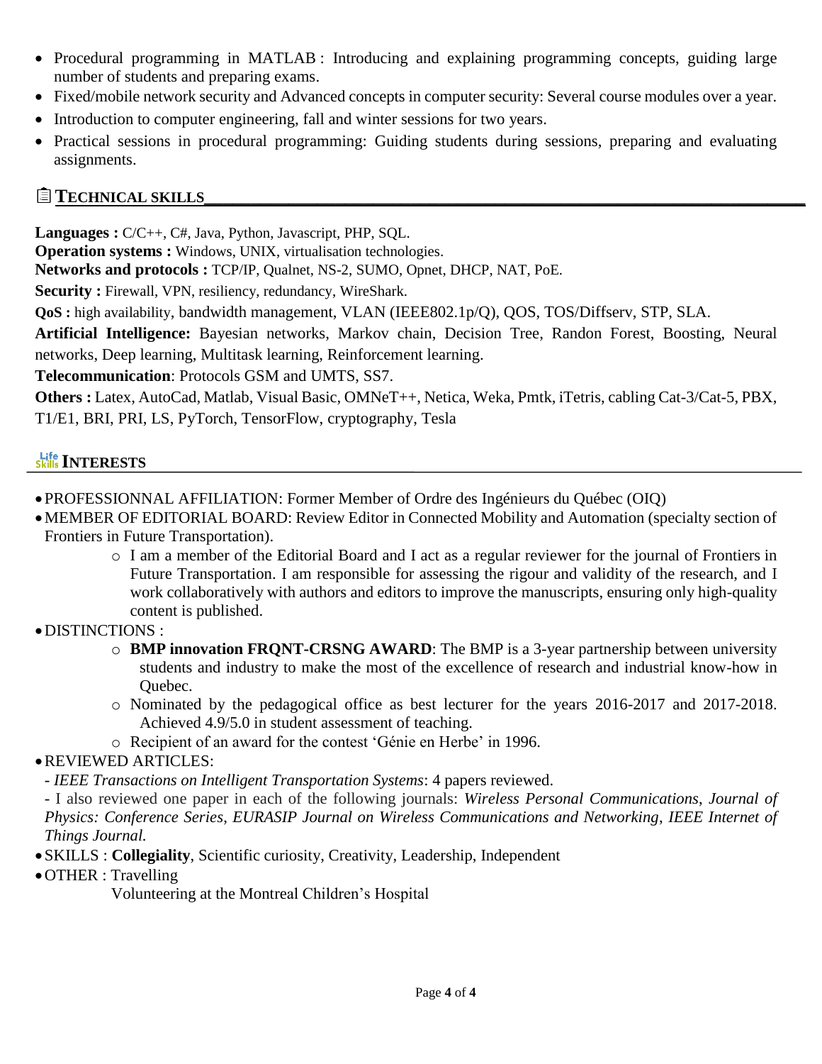- Procedural programming in MATLAB : Introducing and explaining programming concepts, guiding large number of students and preparing exams.
- Fixed/mobile network security and Advanced concepts in computer security: Several course modules over a year.
- Introduction to computer engineering, fall and winter sessions for two years.
- Practical sessions in procedural programming: Guiding students during sessions, preparing and evaluating assignments.

## TECHNICAL SKILLS

**Languages :** C/C++, C#, Java, Python, Javascript, PHP, SQL.
**Operation systems :** Windows, UNIX, virtualisation technologies.
**Networks and protocols :** TCP/IP, Qualnet, NS-2, SUMO, Opnet, DHCP, NAT, PoE.
**Security :** Firewall, VPN, resiliency, redundancy, WireShark.
**QoS :** high availability, bandwidth management, VLAN (IEEE802.1p/Q), QOS, TOS/Diffserv, STP, SLA.
**Artificial Intelligence:** Bayesian networks, Markov chain, Decision Tree, Randon Forest, Boosting, Neural networks, Deep learning, Multitask learning, Reinforcement learning.
**Telecommunication**: Protocols GSM and UMTS, SS7.
**Others :** Latex, AutoCad, Matlab, Visual Basic, OMNeT++, Netica, Weka, Pmtk, iTetris, cabling Cat-3/Cat-5, PBX, T1/E1, BRI, PRI, LS, PyTorch, TensorFlow, cryptography, Tesla

## INTERESTS

- PROFESSIONNAL AFFILIATION: Former Member of Ordre des Ingénieurs du Québec (OIQ)
- MEMBER OF EDITORIAL BOARD: Review Editor in Connected Mobility and Automation (specialty section of Frontiers in Future Transportation).
  - I am a member of the Editorial Board and I act as a regular reviewer for the journal of Frontiers in Future Transportation. I am responsible for assessing the rigour and validity of the research, and I work collaboratively with authors and editors to improve the manuscripts, ensuring only high-quality content is published.
- DISTINCTIONS :
  - **BMP innovation FRQNT-CRSNG AWARD**: The BMP is a 3-year partnership between university students and industry to make the most of the excellence of research and industrial know-how in Quebec.
  - Nominated by the pedagogical office as best lecturer for the years 2016-2017 and 2017-2018. Achieved 4.9/5.0 in student assessment of teaching.
  - Recipient of an award for the contest 'Génie en Herbe' in 1996.
- REVIEWED ARTICLES:
  - *IEEE Transactions on Intelligent Transportation Systems*: 4 papers reviewed.
  - I also reviewed one paper in each of the following journals: *Wireless Personal Communications, Journal of Physics: Conference Series, EURASIP Journal on Wireless Communications and Networking, IEEE Internet of Things Journal.*
- SKILLS : **Collegiality**, Scientific curiosity, Creativity, Leadership, Independent
- OTHER : Travelling
  Volunteering at the Montreal Children's Hospital